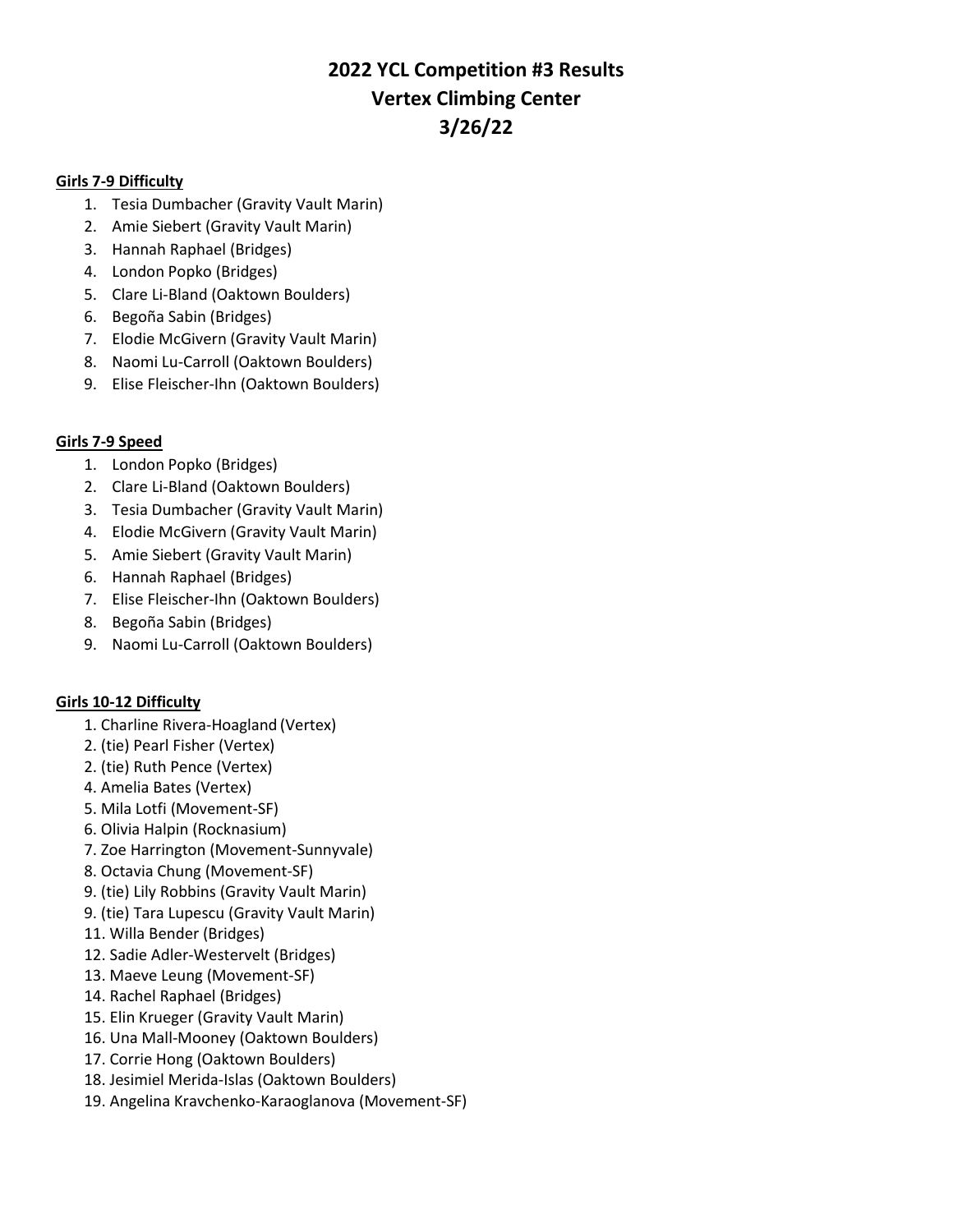# 2022 YCL Competition #3 Results
# Vertex Climbing Center
# 3/26/22

**Girls 7-9 Difficulty**

1. Tesia Dumbacher (Gravity Vault Marin)
2. Amie Siebert (Gravity Vault Marin)
3. Hannah Raphael (Bridges)
4. London Popko (Bridges)
5. Clare Li-Bland (Oaktown Boulders)
6. Begoña Sabin (Bridges)
7. Elodie McGivern (Gravity Vault Marin)
8. Naomi Lu-Carroll (Oaktown Boulders)
9. Elise Fleischer-Ihn (Oaktown Boulders)

**Girls 7-9 Speed**

1. London Popko (Bridges)
2. Clare Li-Bland (Oaktown Boulders)
3. Tesia Dumbacher (Gravity Vault Marin)
4. Elodie McGivern (Gravity Vault Marin)
5. Amie Siebert (Gravity Vault Marin)
6. Hannah Raphael (Bridges)
7. Elise Fleischer-Ihn (Oaktown Boulders)
8. Begoña Sabin (Bridges)
9. Naomi Lu-Carroll (Oaktown Boulders)

**Girls 10-12 Difficulty**

1. Charline Rivera-Hoagland (Vertex)
2. (tie) Pearl Fisher (Vertex)
2. (tie) Ruth Pence (Vertex)
4. Amelia Bates (Vertex)
5. Mila Lotfi (Movement-SF)
6. Olivia Halpin (Rocknasium)
7. Zoe Harrington (Movement-Sunnyvale)
8. Octavia Chung (Movement-SF)
9. (tie) Lily Robbins (Gravity Vault Marin)
9. (tie) Tara Lupescu (Gravity Vault Marin)
11. Willa Bender (Bridges)
12. Sadie Adler-Westervelt (Bridges)
13. Maeve Leung (Movement-SF)
14. Rachel Raphael (Bridges)
15. Elin Krueger (Gravity Vault Marin)
16. Una Mall-Mooney (Oaktown Boulders)
17. Corrie Hong (Oaktown Boulders)
18. Jesimiel Merida-Islas (Oaktown Boulders)
19. Angelina Kravchenko-Karaoglanova (Movement-SF)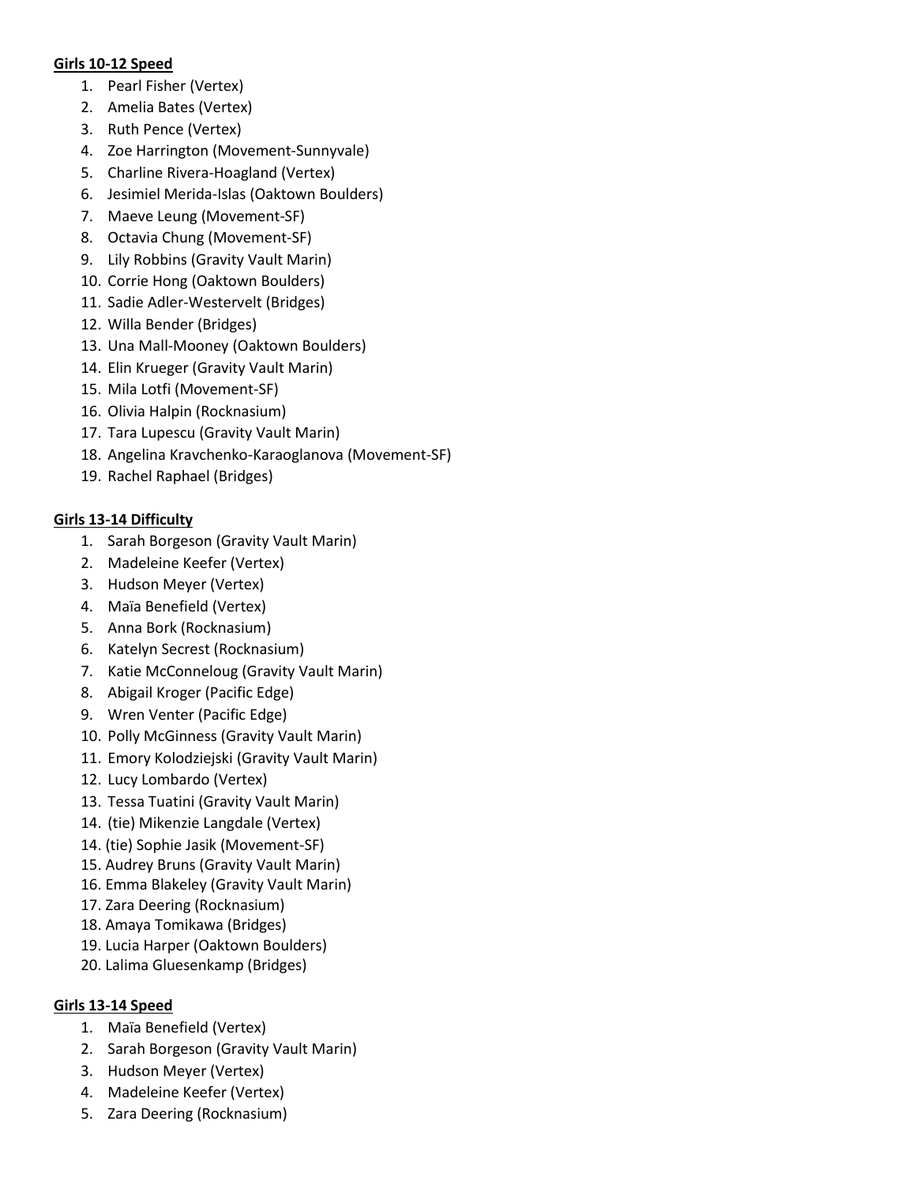**Girls 10-12 Speed**

1. Pearl Fisher (Vertex)
2. Amelia Bates (Vertex)
3. Ruth Pence (Vertex)
4. Zoe Harrington (Movement-Sunnyvale)
5. Charline Rivera-Hoagland (Vertex)
6. Jesimiel Merida-Islas (Oaktown Boulders)
7. Maeve Leung (Movement-SF)
8. Octavia Chung (Movement-SF)
9. Lily Robbins (Gravity Vault Marin)
10. Corrie Hong (Oaktown Boulders)
11. Sadie Adler-Westervelt (Bridges)
12. Willa Bender (Bridges)
13. Una Mall-Mooney (Oaktown Boulders)
14. Elin Krueger (Gravity Vault Marin)
15. Mila Lotfi (Movement-SF)
16. Olivia Halpin (Rocknasium)
17. Tara Lupescu (Gravity Vault Marin)
18. Angelina Kravchenko-Karaoglanova (Movement-SF)
19. Rachel Raphael (Bridges)

**Girls 13-14 Difficulty**

1. Sarah Borgeson (Gravity Vault Marin)
2. Madeleine Keefer (Vertex)
3. Hudson Meyer (Vertex)
4. Maïa Benefield (Vertex)
5. Anna Bork (Rocknasium)
6. Katelyn Secrest (Rocknasium)
7. Katie McConneloug (Gravity Vault Marin)
8. Abigail Kroger (Pacific Edge)
9. Wren Venter (Pacific Edge)
10. Polly McGinness (Gravity Vault Marin)
11. Emory Kolodziejski (Gravity Vault Marin)
12. Lucy Lombardo (Vertex)
13. Tessa Tuatini (Gravity Vault Marin)
14. (tie) Mikenzie Langdale (Vertex)
14. (tie) Sophie Jasik (Movement-SF)
15. Audrey Bruns (Gravity Vault Marin)
16. Emma Blakeley (Gravity Vault Marin)
17. Zara Deering (Rocknasium)
18. Amaya Tomikawa (Bridges)
19. Lucia Harper (Oaktown Boulders)
20. Lalima Gluesenkamp (Bridges)

**Girls 13-14 Speed**

1. Maïa Benefield (Vertex)
2. Sarah Borgeson (Gravity Vault Marin)
3. Hudson Meyer (Vertex)
4. Madeleine Keefer (Vertex)
5. Zara Deering (Rocknasium)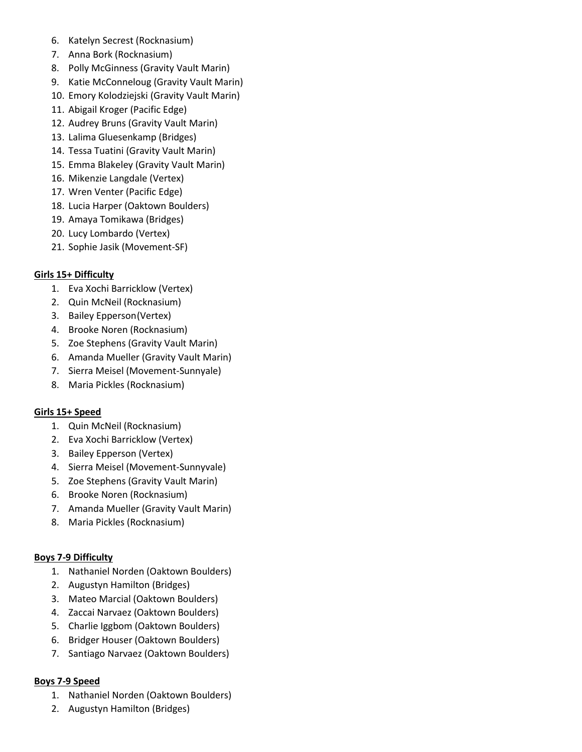6. Katelyn Secrest (Rocknasium)
7. Anna Bork (Rocknasium)
8. Polly McGinness (Gravity Vault Marin)
9. Katie McConneloug (Gravity Vault Marin)
10. Emory Kolodziejski (Gravity Vault Marin)
11. Abigail Kroger (Pacific Edge)
12. Audrey Bruns (Gravity Vault Marin)
13. Lalima Gluesenkamp (Bridges)
14. Tessa Tuatini (Gravity Vault Marin)
15. Emma Blakeley (Gravity Vault Marin)
16. Mikenzie Langdale (Vertex)
17. Wren Venter (Pacific Edge)
18. Lucia Harper (Oaktown Boulders)
19. Amaya Tomikawa (Bridges)
20. Lucy Lombardo (Vertex)
21. Sophie Jasik (Movement-SF)

**Girls 15+ Difficulty**

1. Eva Xochi Barricklow (Vertex)
2. Quin McNeil (Rocknasium)
3. Bailey Epperson(Vertex)
4. Brooke Noren (Rocknasium)
5. Zoe Stephens (Gravity Vault Marin)
6. Amanda Mueller (Gravity Vault Marin)
7. Sierra Meisel (Movement-Sunnyale)
8. Maria Pickles (Rocknasium)

**Girls 15+ Speed**

1. Quin McNeil (Rocknasium)
2. Eva Xochi Barricklow (Vertex)
3. Bailey Epperson (Vertex)
4. Sierra Meisel (Movement-Sunnyvale)
5. Zoe Stephens (Gravity Vault Marin)
6. Brooke Noren (Rocknasium)
7. Amanda Mueller (Gravity Vault Marin)
8. Maria Pickles (Rocknasium)

**Boys 7-9 Difficulty**

1. Nathaniel Norden (Oaktown Boulders)
2. Augustyn Hamilton (Bridges)
3. Mateo Marcial (Oaktown Boulders)
4. Zaccai Narvaez (Oaktown Boulders)
5. Charlie Iggbom (Oaktown Boulders)
6. Bridger Houser (Oaktown Boulders)
7. Santiago Narvaez (Oaktown Boulders)

**Boys 7-9 Speed**

1. Nathaniel Norden (Oaktown Boulders)
2. Augustyn Hamilton (Bridges)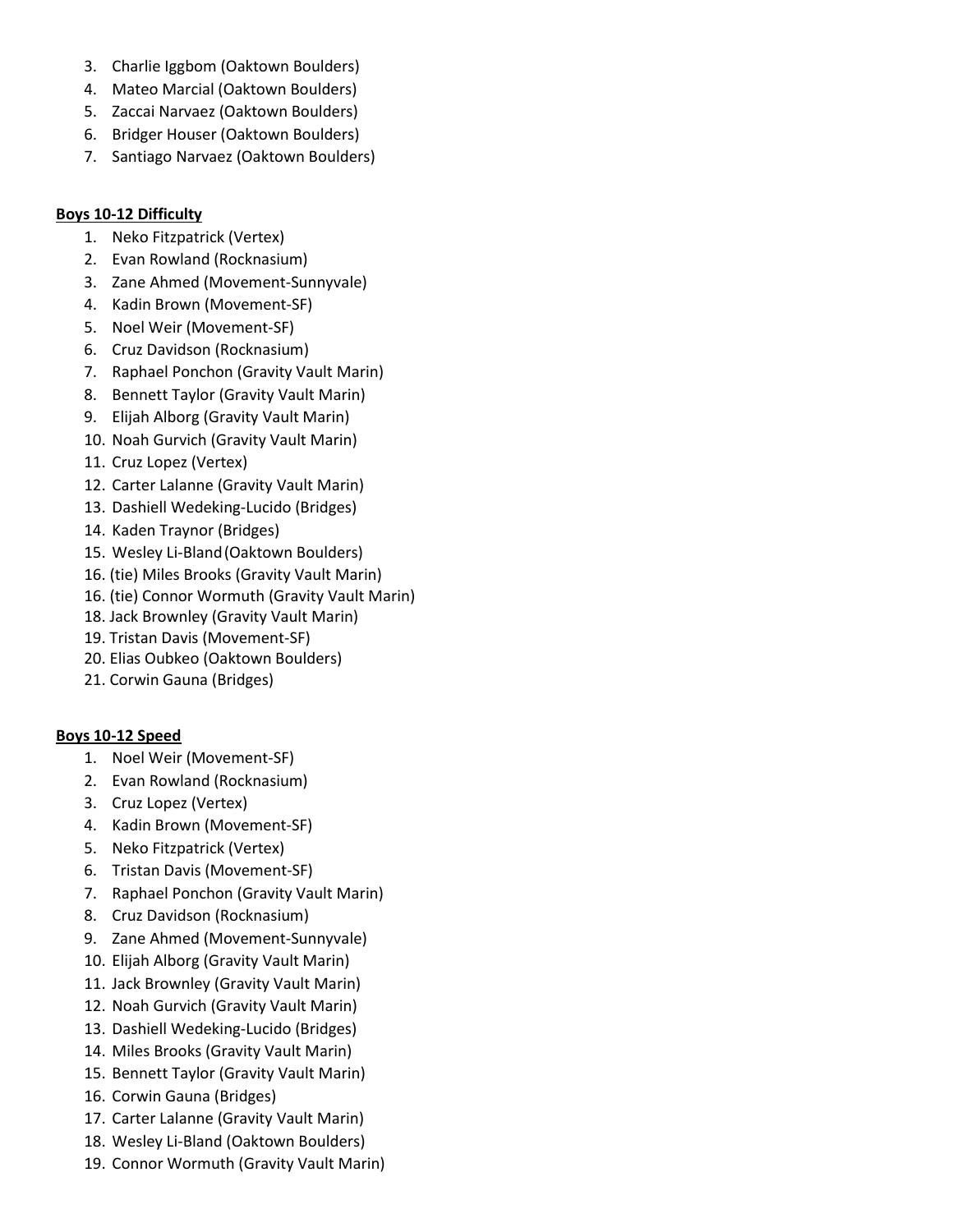3. Charlie Iggbom (Oaktown Boulders)
4. Mateo Marcial (Oaktown Boulders)
5. Zaccai Narvaez (Oaktown Boulders)
6. Bridger Houser (Oaktown Boulders)
7. Santiago Narvaez (Oaktown Boulders)

**Boys 10-12 Difficulty**

1. Neko Fitzpatrick (Vertex)
2. Evan Rowland (Rocknasium)
3. Zane Ahmed (Movement-Sunnyvale)
4. Kadin Brown (Movement-SF)
5. Noel Weir (Movement-SF)
6. Cruz Davidson (Rocknasium)
7. Raphael Ponchon (Gravity Vault Marin)
8. Bennett Taylor (Gravity Vault Marin)
9. Elijah Alborg (Gravity Vault Marin)
10. Noah Gurvich (Gravity Vault Marin)
11. Cruz Lopez (Vertex)
12. Carter Lalanne (Gravity Vault Marin)
13. Dashiell Wedeking-Lucido (Bridges)
14. Kaden Traynor (Bridges)
15. Wesley Li-Bland (Oaktown Boulders)

16. (tie) Miles Brooks (Gravity Vault Marin)
16. (tie) Connor Wormuth (Gravity Vault Marin)
18. Jack Brownley (Gravity Vault Marin)
19. Tristan Davis (Movement-SF)
20. Elias Oubkeo (Oaktown Boulders)
21. Corwin Gauna (Bridges)

**Boys 10-12 Speed**

1. Noel Weir (Movement-SF)
2. Evan Rowland (Rocknasium)
3. Cruz Lopez (Vertex)
4. Kadin Brown (Movement-SF)
5. Neko Fitzpatrick (Vertex)
6. Tristan Davis (Movement-SF)
7. Raphael Ponchon (Gravity Vault Marin)
8. Cruz Davidson (Rocknasium)
9. Zane Ahmed (Movement-Sunnyvale)
10. Elijah Alborg (Gravity Vault Marin)
11. Jack Brownley (Gravity Vault Marin)
12. Noah Gurvich (Gravity Vault Marin)
13. Dashiell Wedeking-Lucido (Bridges)
14. Miles Brooks (Gravity Vault Marin)
15. Bennett Taylor (Gravity Vault Marin)
16. Corwin Gauna (Bridges)
17. Carter Lalanne (Gravity Vault Marin)
18. Wesley Li-Bland (Oaktown Boulders)
19. Connor Wormuth (Gravity Vault Marin)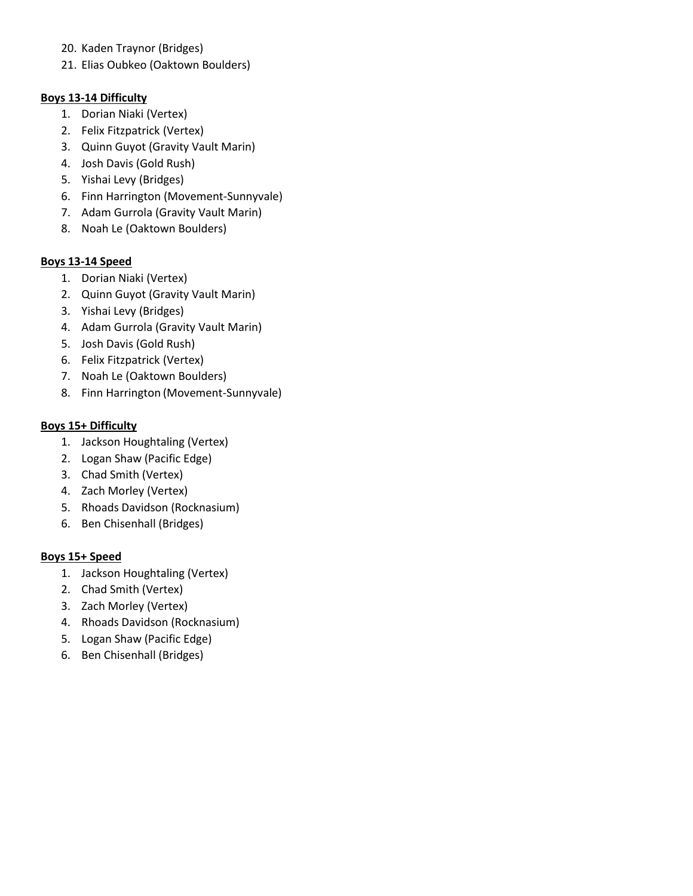20. Kaden Traynor (Bridges)
21. Elias Oubkeo (Oaktown Boulders)

**Boys 13-14 Difficulty**

1. Dorian Niaki (Vertex)
2. Felix Fitzpatrick (Vertex)
3. Quinn Guyot (Gravity Vault Marin)
4. Josh Davis (Gold Rush)
5. Yishai Levy (Bridges)
6. Finn Harrington (Movement-Sunnyvale)
7. Adam Gurrola (Gravity Vault Marin)
8. Noah Le (Oaktown Boulders)

**Boys 13-14 Speed**

1. Dorian Niaki (Vertex)
2. Quinn Guyot (Gravity Vault Marin)
3. Yishai Levy (Bridges)
4. Adam Gurrola (Gravity Vault Marin)
5. Josh Davis (Gold Rush)
6. Felix Fitzpatrick (Vertex)
7. Noah Le (Oaktown Boulders)
8. Finn Harrington (Movement-Sunnyvale)

**Boys 15+ Difficulty**

1. Jackson Houghtaling (Vertex)
2. Logan Shaw (Pacific Edge)
3. Chad Smith (Vertex)
4. Zach Morley (Vertex)
5. Rhoads Davidson (Rocknasium)
6. Ben Chisenhall (Bridges)

**Boys 15+ Speed**

1. Jackson Houghtaling (Vertex)
2. Chad Smith (Vertex)
3. Zach Morley (Vertex)
4. Rhoads Davidson (Rocknasium)
5. Logan Shaw (Pacific Edge)
6. Ben Chisenhall (Bridges)